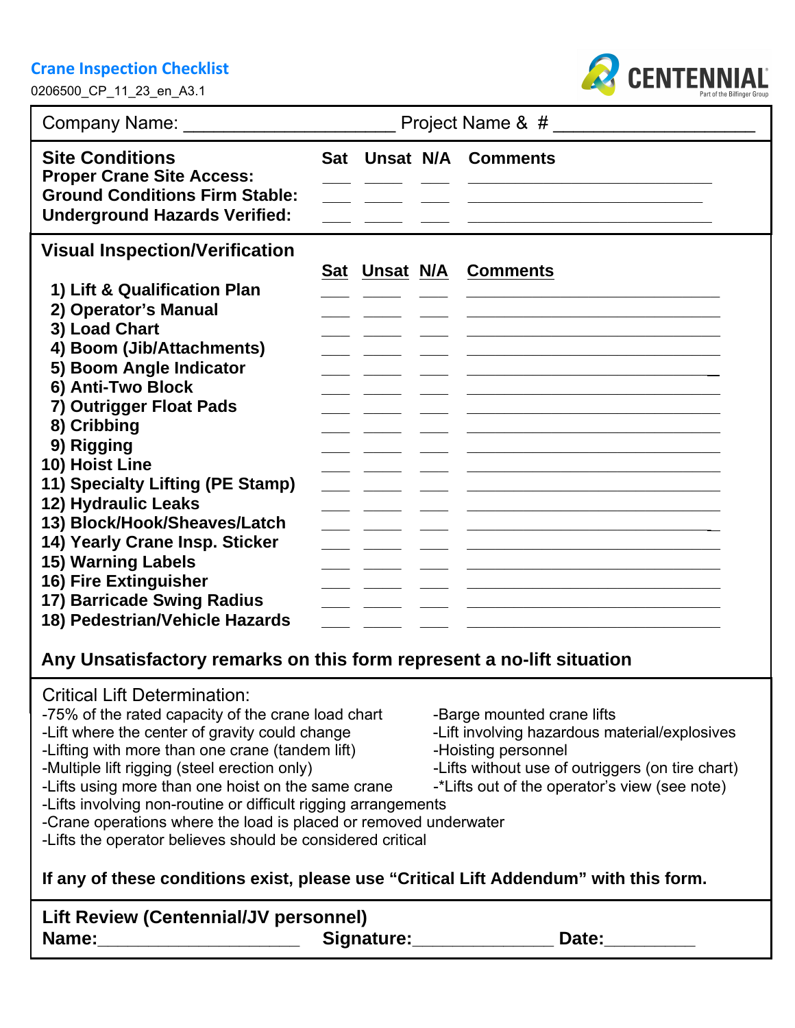## Crane Inspection Checklist

0206500_CP_11_23_en_A3.1

CENTENNIAL
Part of the Bilfinger Group

Company Name: ____________________ Project Name & # ____________________

| Site Conditions | Sat | Unsat | N/A | Comments |
|---|---|---|---|---|
| Proper Crane Site Access: | ___ | ___ | ___ | ____________________ |
| Ground Conditions Firm Stable: | ___ | ___ | ___ | ____________________ |
| Underground Hazards Verified: | ___ | ___ | ___ | ____________________ |

### Visual Inspection/Verification

| Item | Sat | Unsat | N/A | Comments |
|---|---|---|---|---|
| 1) Lift & Qualification Plan | ___ | ___ | ___ | ____________________ |
| 2) Operator's Manual | ___ | ___ | ___ | ____________________ |
| 3) Load Chart | ___ | ___ | ___ | ____________________ |
| 4) Boom (Jib/Attachments) | ___ | ___ | ___ | ____________________ |
| 5) Boom Angle Indicator | ___ | ___ | ___ | ____________________ |
| 6) Anti-Two Block | ___ | ___ | ___ | ____________________ |
| 7) Outrigger Float Pads | ___ | ___ | ___ | ____________________ |
| 8) Cribbing | ___ | ___ | ___ | ____________________ |
| 9) Rigging | ___ | ___ | ___ | ____________________ |
| 10) Hoist Line | ___ | ___ | ___ | ____________________ |
| 11) Specialty Lifting (PE Stamp) | ___ | ___ | ___ | ____________________ |
| 12) Hydraulic Leaks | ___ | ___ | ___ | ____________________ |
| 13) Block/Hook/Sheaves/Latch | ___ | ___ | ___ | ____________________ |
| 14) Yearly Crane Insp. Sticker | ___ | ___ | ___ | ____________________ |
| 15) Warning Labels | ___ | ___ | ___ | ____________________ |
| 16) Fire Extinguisher | ___ | ___ | ___ | ____________________ |
| 17) Barricade Swing Radius | ___ | ___ | ___ | ____________________ |
| 18) Pedestrian/Vehicle Hazards | ___ | ___ | ___ | ____________________ |

**Any Unsatisfactory remarks on this form represent a no-lift situation**

Critical Lift Determination:

- -75% of the rated capacity of the crane load chart
- -Lift where the center of gravity could change
- -Lifting with more than one crane (tandem lift)
- -Multiple lift rigging (steel erection only)
- -Lifts using more than one hoist on the same crane
- -Barge mounted crane lifts
- -Lift involving hazardous material/explosives
- -Hoisting personnel
- -Lifts without use of outriggers (on tire chart)
- -*Lifts out of the operator's view (see note)
- -Lifts involving non-routine or difficult rigging arrangements
- -Crane operations where the load is placed or removed underwater
- -Lifts the operator believes should be considered critical

**If any of these conditions exist, please use "Critical Lift Addendum" with this form.**

**Lift Review (Centennial/JV personnel)**

**Name:**____________________ **Signature:**______________ **Date:**_________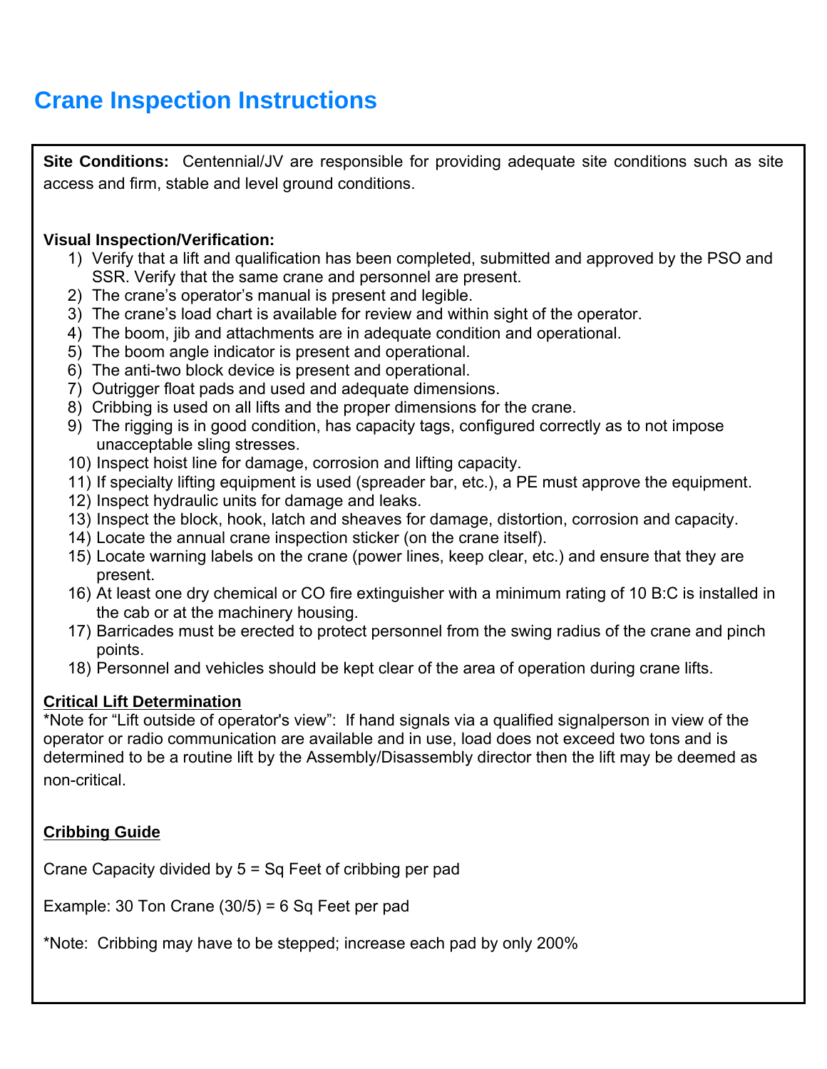# Crane Inspection Instructions

**Site Conditions:** Centennial/JV are responsible for providing adequate site conditions such as site access and firm, stable and level ground conditions.

**Visual Inspection/Verification:**

1) Verify that a lift and qualification has been completed, submitted and approved by the PSO and SSR. Verify that the same crane and personnel are present.
2) The crane's operator's manual is present and legible.
3) The crane's load chart is available for review and within sight of the operator.
4) The boom, jib and attachments are in adequate condition and operational.
5) The boom angle indicator is present and operational.
6) The anti-two block device is present and operational.
7) Outrigger float pads and used and adequate dimensions.
8) Cribbing is used on all lifts and the proper dimensions for the crane.
9) The rigging is in good condition, has capacity tags, configured correctly as to not impose unacceptable sling stresses.
10) Inspect hoist line for damage, corrosion and lifting capacity.
11) If specialty lifting equipment is used (spreader bar, etc.), a PE must approve the equipment.
12) Inspect hydraulic units for damage and leaks.
13) Inspect the block, hook, latch and sheaves for damage, distortion, corrosion and capacity.
14) Locate the annual crane inspection sticker (on the crane itself).
15) Locate warning labels on the crane (power lines, keep clear, etc.) and ensure that they are present.
16) At least one dry chemical or CO fire extinguisher with a minimum rating of 10 B:C is installed in the cab or at the machinery housing.
17) Barricades must be erected to protect personnel from the swing radius of the crane and pinch points.
18) Personnel and vehicles should be kept clear of the area of operation during crane lifts.

**Critical Lift Determination**

*Note for "Lift outside of operator's view": If hand signals via a qualified signalperson in view of the operator or radio communication are available and in use, load does not exceed two tons and is determined to be a routine lift by the Assembly/Disassembly director then the lift may be deemed as non-critical.

**Cribbing Guide**

Crane Capacity divided by 5 = Sq Feet of cribbing per pad

Example: 30 Ton Crane (30/5) = 6 Sq Feet per pad

*Note: Cribbing may have to be stepped; increase each pad by only 200%